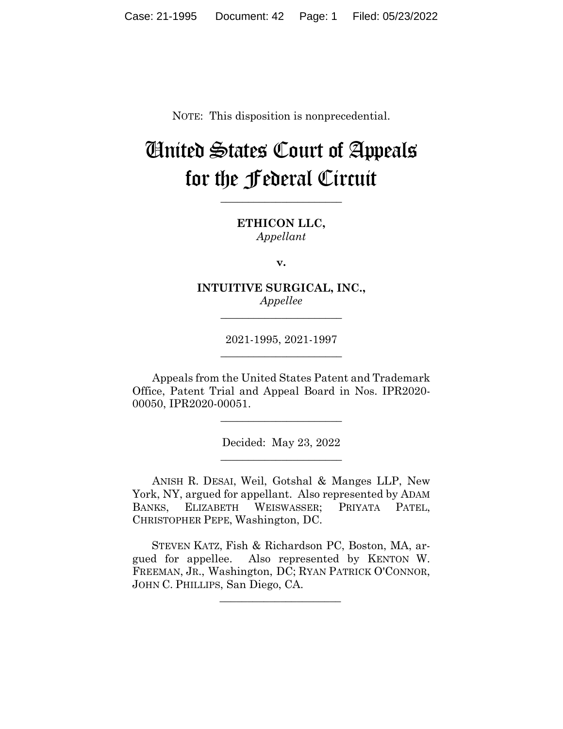NOTE: This disposition is nonprecedential.

# United States Court of Appeals for the Federal Circuit

______________________

**ETHICON LLC,**
*Appellant*

**v.**

**INTUITIVE SURGICAL, INC.,**
*Appellee*

______________________

2021-1995, 2021-1997

______________________

Appeals from the United States Patent and Trademark Office, Patent Trial and Appeal Board in Nos. IPR2020-00050, IPR2020-00051.

______________________

Decided: May 23, 2022

______________________

ANISH R. DESAI, Weil, Gotshal & Manges LLP, New York, NY, argued for appellant. Also represented by ADAM BANKS, ELIZABETH WEISWASSER; PRIYATA PATEL, CHRISTOPHER PEPE, Washington, DC.

STEVEN KATZ, Fish & Richardson PC, Boston, MA, argued for appellee. Also represented by KENTON W. FREEMAN, JR., Washington, DC; RYAN PATRICK O'CONNOR, JOHN C. PHILLIPS, San Diego, CA.

______________________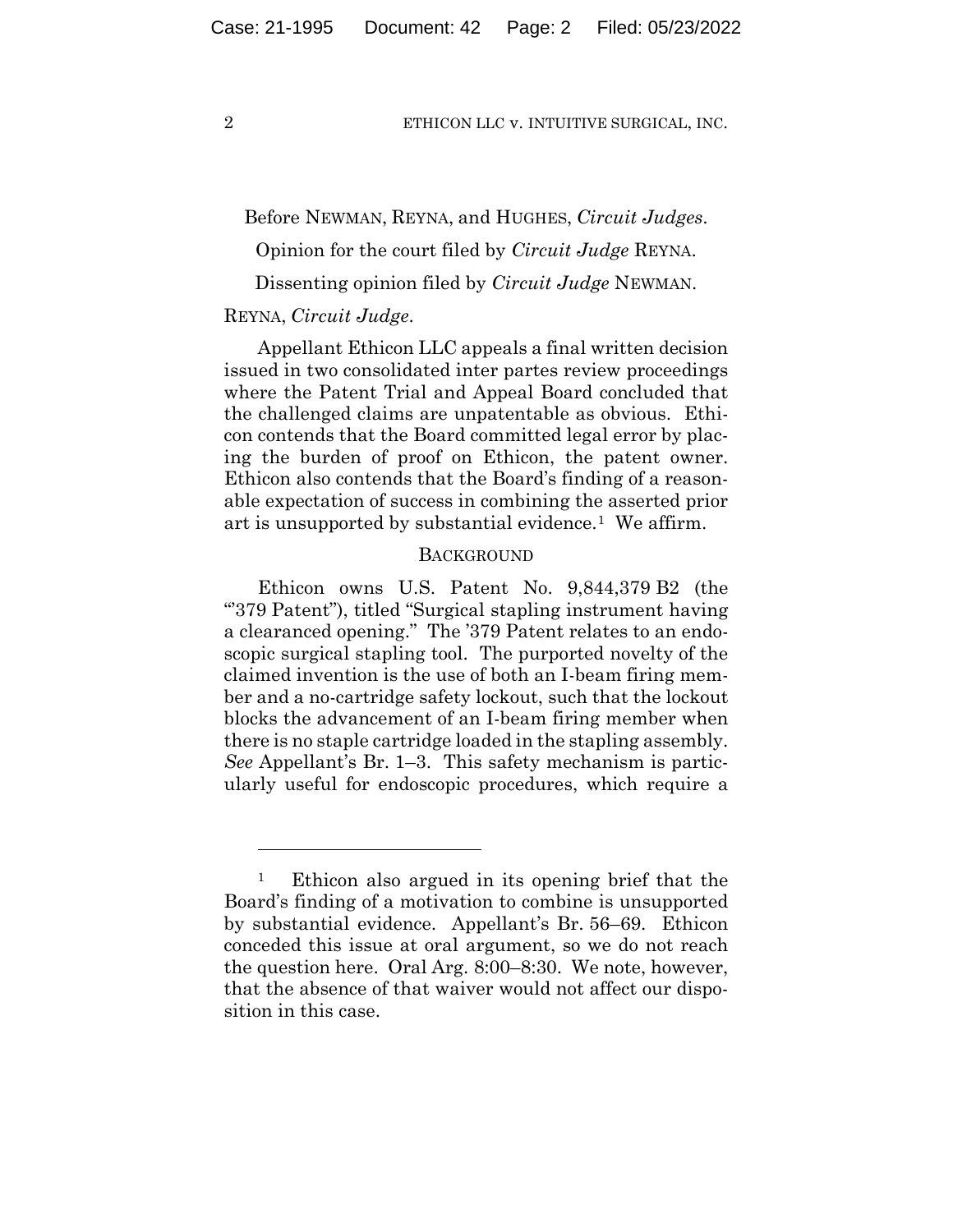Before NEWMAN, REYNA, and HUGHES, *Circuit Judges*.

Opinion for the court filed by *Circuit Judge* REYNA.

Dissenting opinion filed by *Circuit Judge* NEWMAN.

REYNA, *Circuit Judge*.

Appellant Ethicon LLC appeals a final written decision issued in two consolidated inter partes review proceedings where the Patent Trial and Appeal Board concluded that the challenged claims are unpatentable as obvious. Ethicon contends that the Board committed legal error by placing the burden of proof on Ethicon, the patent owner. Ethicon also contends that the Board's finding of a reasonable expectation of success in combining the asserted prior art is unsupported by substantial evidence.[1] We affirm.

## BACKGROUND

Ethicon owns U.S. Patent No. 9,844,379 B2 (the "'379 Patent"), titled "Surgical stapling instrument having a clearanced opening." The '379 Patent relates to an endoscopic surgical stapling tool. The purported novelty of the claimed invention is the use of both an I-beam firing member and a no-cartridge safety lockout, such that the lockout blocks the advancement of an I-beam firing member when there is no staple cartridge loaded in the stapling assembly. *See* Appellant's Br. 1–3. This safety mechanism is particularly useful for endoscopic procedures, which require a

---

[1] Ethicon also argued in its opening brief that the Board's finding of a motivation to combine is unsupported by substantial evidence. Appellant's Br. 56–69. Ethicon conceded this issue at oral argument, so we do not reach the question here. Oral Arg. 8:00–8:30. We note, however, that the absence of that waiver would not affect our disposition in this case.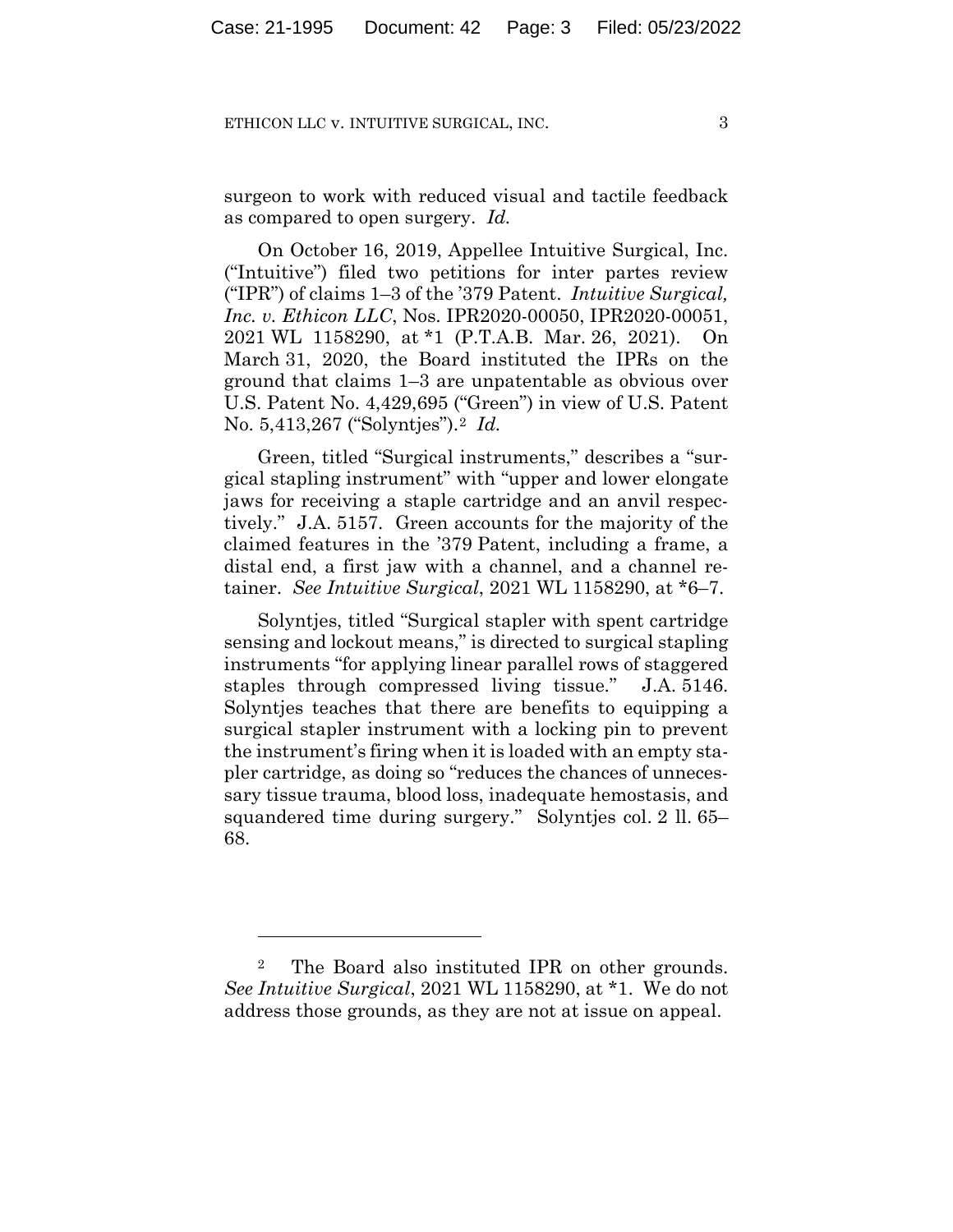surgeon to work with reduced visual and tactile feedback as compared to open surgery. *Id.*

On October 16, 2019, Appellee Intuitive Surgical, Inc. ("Intuitive") filed two petitions for inter partes review ("IPR") of claims 1–3 of the '379 Patent. *Intuitive Surgical, Inc. v. Ethicon LLC*, Nos. IPR2020-00050, IPR2020-00051, 2021 WL 1158290, at *1 (P.T.A.B. Mar. 26, 2021). On March 31, 2020, the Board instituted the IPRs on the ground that claims 1–3 are unpatentable as obvious over U.S. Patent No. 4,429,695 ("Green") in view of U.S. Patent No. 5,413,267 ("Solyntjes").[2] *Id.*

Green, titled "Surgical instruments," describes a "surgical stapling instrument" with "upper and lower elongate jaws for receiving a staple cartridge and an anvil respectively." J.A. 5157. Green accounts for the majority of the claimed features in the '379 Patent, including a frame, a distal end, a first jaw with a channel, and a channel retainer. *See Intuitive Surgical*, 2021 WL 1158290, at *6–7.

Solyntjes, titled "Surgical stapler with spent cartridge sensing and lockout means," is directed to surgical stapling instruments "for applying linear parallel rows of staggered staples through compressed living tissue." J.A. 5146. Solyntjes teaches that there are benefits to equipping a surgical stapler instrument with a locking pin to prevent the instrument's firing when it is loaded with an empty stapler cartridge, as doing so "reduces the chances of unnecessary tissue trauma, blood loss, inadequate hemostasis, and squandered time during surgery." Solyntjes col. 2 ll. 65–68.

---

[2] The Board also instituted IPR on other grounds. *See Intuitive Surgical*, 2021 WL 1158290, at *1. We do not address those grounds, as they are not at issue on appeal.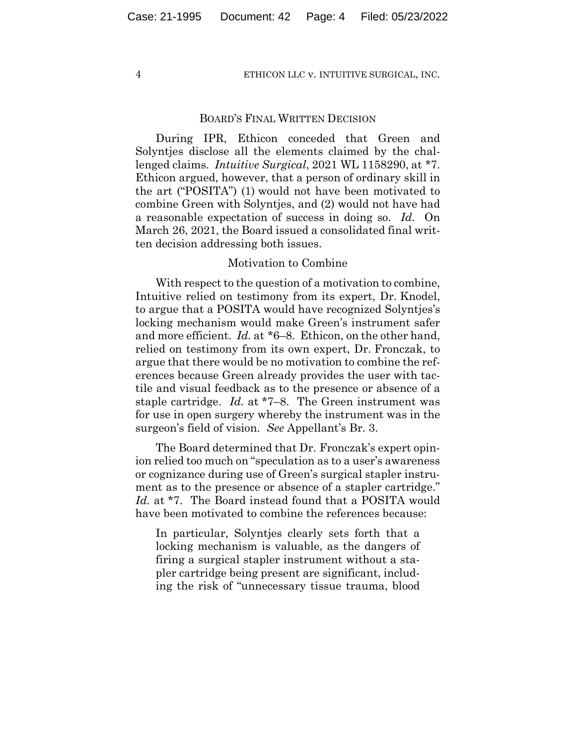BOARD'S FINAL WRITTEN DECISION

During IPR, Ethicon conceded that Green and Solyntjes disclose all the elements claimed by the challenged claims. *Intuitive Surgical*, 2021 WL 1158290, at *7. Ethicon argued, however, that a person of ordinary skill in the art ("POSITA") (1) would not have been motivated to combine Green with Solyntjes, and (2) would not have had a reasonable expectation of success in doing so. *Id.* On March 26, 2021, the Board issued a consolidated final written decision addressing both issues.

Motivation to Combine

With respect to the question of a motivation to combine, Intuitive relied on testimony from its expert, Dr. Knodel, to argue that a POSITA would have recognized Solyntjes's locking mechanism would make Green's instrument safer and more efficient. *Id.* at *6–8. Ethicon, on the other hand, relied on testimony from its own expert, Dr. Fronczak, to argue that there would be no motivation to combine the references because Green already provides the user with tactile and visual feedback as to the presence or absence of a staple cartridge. *Id.* at *7–8. The Green instrument was for use in open surgery whereby the instrument was in the surgeon's field of vision. *See* Appellant's Br. 3.

The Board determined that Dr. Fronczak's expert opinion relied too much on "speculation as to a user's awareness or cognizance during use of Green's surgical stapler instrument as to the presence or absence of a stapler cartridge." *Id.* at *7. The Board instead found that a POSITA would have been motivated to combine the references because:

> In particular, Solyntjes clearly sets forth that a locking mechanism is valuable, as the dangers of firing a surgical stapler instrument without a stapler cartridge being present are significant, including the risk of "unnecessary tissue trauma, blood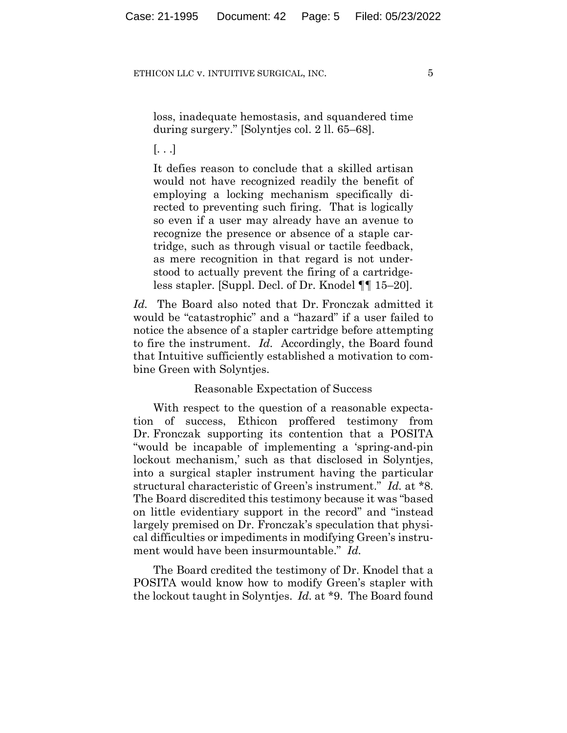> loss, inadequate hemostasis, and squandered time during surgery." [Solyntjes col. 2 ll. 65–68].
>
> [. . .]
>
> It defies reason to conclude that a skilled artisan would not have recognized readily the benefit of employing a locking mechanism specifically directed to preventing such firing. That is logically so even if a user may already have an avenue to recognize the presence or absence of a staple cartridge, such as through visual or tactile feedback, as mere recognition in that regard is not understood to actually prevent the firing of a cartridgeless stapler. [Suppl. Decl. of Dr. Knodel ¶¶ 15–20].

*Id.* The Board also noted that Dr. Fronczak admitted it would be "catastrophic" and a "hazard" if a user failed to notice the absence of a stapler cartridge before attempting to fire the instrument. *Id.* Accordingly, the Board found that Intuitive sufficiently established a motivation to combine Green with Solyntjes.

### Reasonable Expectation of Success

With respect to the question of a reasonable expectation of success, Ethicon proffered testimony from Dr. Fronczak supporting its contention that a POSITA "would be incapable of implementing a 'spring-and-pin lockout mechanism,' such as that disclosed in Solyntjes, into a surgical stapler instrument having the particular structural characteristic of Green's instrument." *Id.* at *8. The Board discredited this testimony because it was "based on little evidentiary support in the record" and "instead largely premised on Dr. Fronczak's speculation that physical difficulties or impediments in modifying Green's instrument would have been insurmountable." *Id.*

The Board credited the testimony of Dr. Knodel that a POSITA would know how to modify Green's stapler with the lockout taught in Solyntjes. *Id.* at *9. The Board found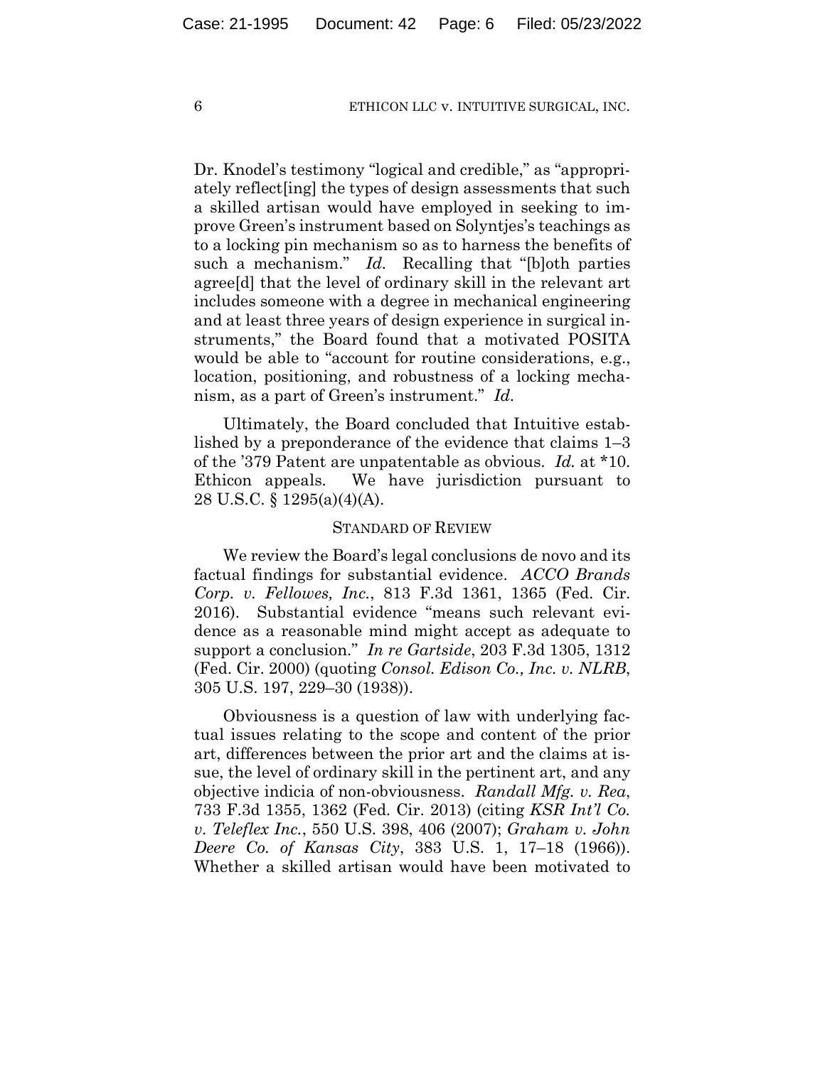Dr. Knodel's testimony "logical and credible," as "appropriately reflect[ing] the types of design assessments that such a skilled artisan would have employed in seeking to improve Green's instrument based on Solyntjes's teachings as to a locking pin mechanism so as to harness the benefits of such a mechanism." *Id.* Recalling that "[b]oth parties agree[d] that the level of ordinary skill in the relevant art includes someone with a degree in mechanical engineering and at least three years of design experience in surgical instruments," the Board found that a motivated POSITA would be able to "account for routine considerations, e.g., location, positioning, and robustness of a locking mechanism, as a part of Green's instrument." *Id.*

Ultimately, the Board concluded that Intuitive established by a preponderance of the evidence that claims 1–3 of the '379 Patent are unpatentable as obvious. *Id.* at *10. Ethicon appeals. We have jurisdiction pursuant to 28 U.S.C. § 1295(a)(4)(A).

## STANDARD OF REVIEW

We review the Board's legal conclusions de novo and its factual findings for substantial evidence. *ACCO Brands Corp. v. Fellowes, Inc.*, 813 F.3d 1361, 1365 (Fed. Cir. 2016). Substantial evidence "means such relevant evidence as a reasonable mind might accept as adequate to support a conclusion." *In re Gartside*, 203 F.3d 1305, 1312 (Fed. Cir. 2000) (quoting *Consol. Edison Co., Inc. v. NLRB*, 305 U.S. 197, 229–30 (1938)).

Obviousness is a question of law with underlying factual issues relating to the scope and content of the prior art, differences between the prior art and the claims at issue, the level of ordinary skill in the pertinent art, and any objective indicia of non-obviousness. *Randall Mfg. v. Rea*, 733 F.3d 1355, 1362 (Fed. Cir. 2013) (citing *KSR Int'l Co. v. Teleflex Inc.*, 550 U.S. 398, 406 (2007); *Graham v. John Deere Co. of Kansas City*, 383 U.S. 1, 17–18 (1966)). Whether a skilled artisan would have been motivated to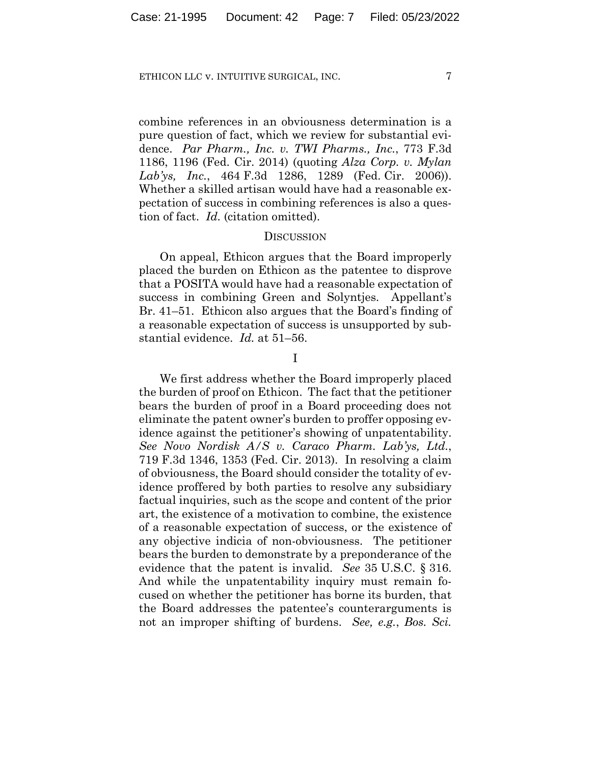combine references in an obviousness determination is a pure question of fact, which we review for substantial evidence. *Par Pharm., Inc. v. TWI Pharms., Inc.*, 773 F.3d 1186, 1196 (Fed. Cir. 2014) (quoting *Alza Corp. v. Mylan Lab'ys, Inc.*, 464 F.3d 1286, 1289 (Fed. Cir. 2006)). Whether a skilled artisan would have had a reasonable expectation of success in combining references is also a question of fact. *Id.* (citation omitted).

## DISCUSSION

On appeal, Ethicon argues that the Board improperly placed the burden on Ethicon as the patentee to disprove that a POSITA would have had a reasonable expectation of success in combining Green and Solyntjes. Appellant's Br. 41–51. Ethicon also argues that the Board's finding of a reasonable expectation of success is unsupported by substantial evidence. *Id.* at 51–56.

### I

We first address whether the Board improperly placed the burden of proof on Ethicon. The fact that the petitioner bears the burden of proof in a Board proceeding does not eliminate the patent owner's burden to proffer opposing evidence against the petitioner's showing of unpatentability. *See Novo Nordisk A/S v. Caraco Pharm. Lab'ys, Ltd.*, 719 F.3d 1346, 1353 (Fed. Cir. 2013). In resolving a claim of obviousness, the Board should consider the totality of evidence proffered by both parties to resolve any subsidiary factual inquiries, such as the scope and content of the prior art, the existence of a motivation to combine, the existence of a reasonable expectation of success, or the existence of any objective indicia of non-obviousness. The petitioner bears the burden to demonstrate by a preponderance of the evidence that the patent is invalid. *See* 35 U.S.C. § 316. And while the unpatentability inquiry must remain focused on whether the petitioner has borne its burden, that the Board addresses the patentee's counterarguments is not an improper shifting of burdens. *See, e.g.*, *Bos. Sci.*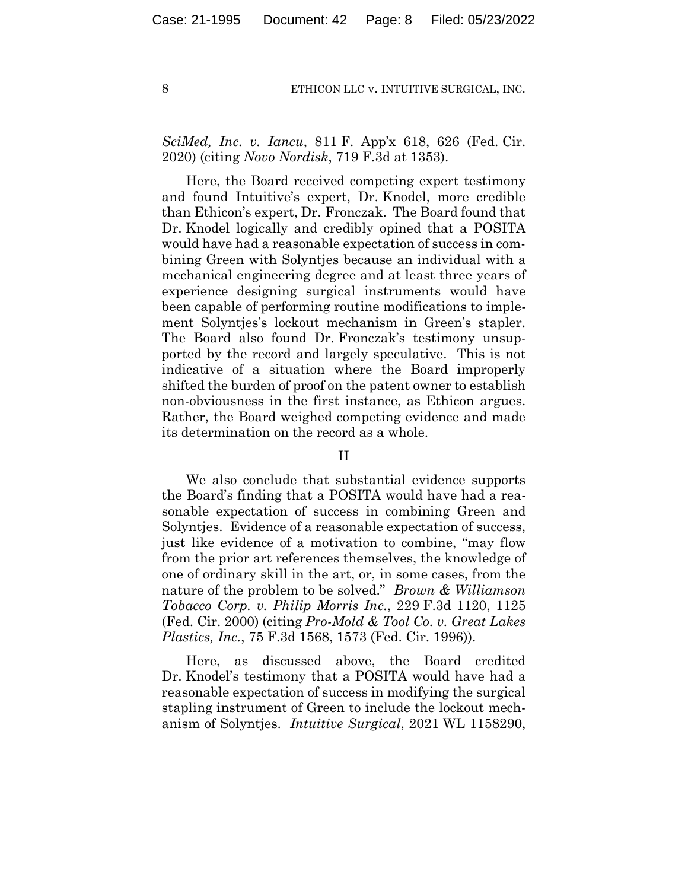*SciMed, Inc. v. Iancu*, 811 F. App'x 618, 626 (Fed. Cir. 2020) (citing *Novo Nordisk*, 719 F.3d at 1353).

Here, the Board received competing expert testimony and found Intuitive's expert, Dr. Knodel, more credible than Ethicon's expert, Dr. Fronczak. The Board found that Dr. Knodel logically and credibly opined that a POSITA would have had a reasonable expectation of success in combining Green with Solyntjes because an individual with a mechanical engineering degree and at least three years of experience designing surgical instruments would have been capable of performing routine modifications to implement Solyntjes's lockout mechanism in Green's stapler. The Board also found Dr. Fronczak's testimony unsupported by the record and largely speculative. This is not indicative of a situation where the Board improperly shifted the burden of proof on the patent owner to establish non-obviousness in the first instance, as Ethicon argues. Rather, the Board weighed competing evidence and made its determination on the record as a whole.

## II

We also conclude that substantial evidence supports the Board's finding that a POSITA would have had a reasonable expectation of success in combining Green and Solyntjes. Evidence of a reasonable expectation of success, just like evidence of a motivation to combine, "may flow from the prior art references themselves, the knowledge of one of ordinary skill in the art, or, in some cases, from the nature of the problem to be solved." *Brown & Williamson Tobacco Corp. v. Philip Morris Inc.*, 229 F.3d 1120, 1125 (Fed. Cir. 2000) (citing *Pro-Mold & Tool Co. v. Great Lakes Plastics, Inc.*, 75 F.3d 1568, 1573 (Fed. Cir. 1996)).

Here, as discussed above, the Board credited Dr. Knodel's testimony that a POSITA would have had a reasonable expectation of success in modifying the surgical stapling instrument of Green to include the lockout mechanism of Solyntjes. *Intuitive Surgical*, 2021 WL 1158290,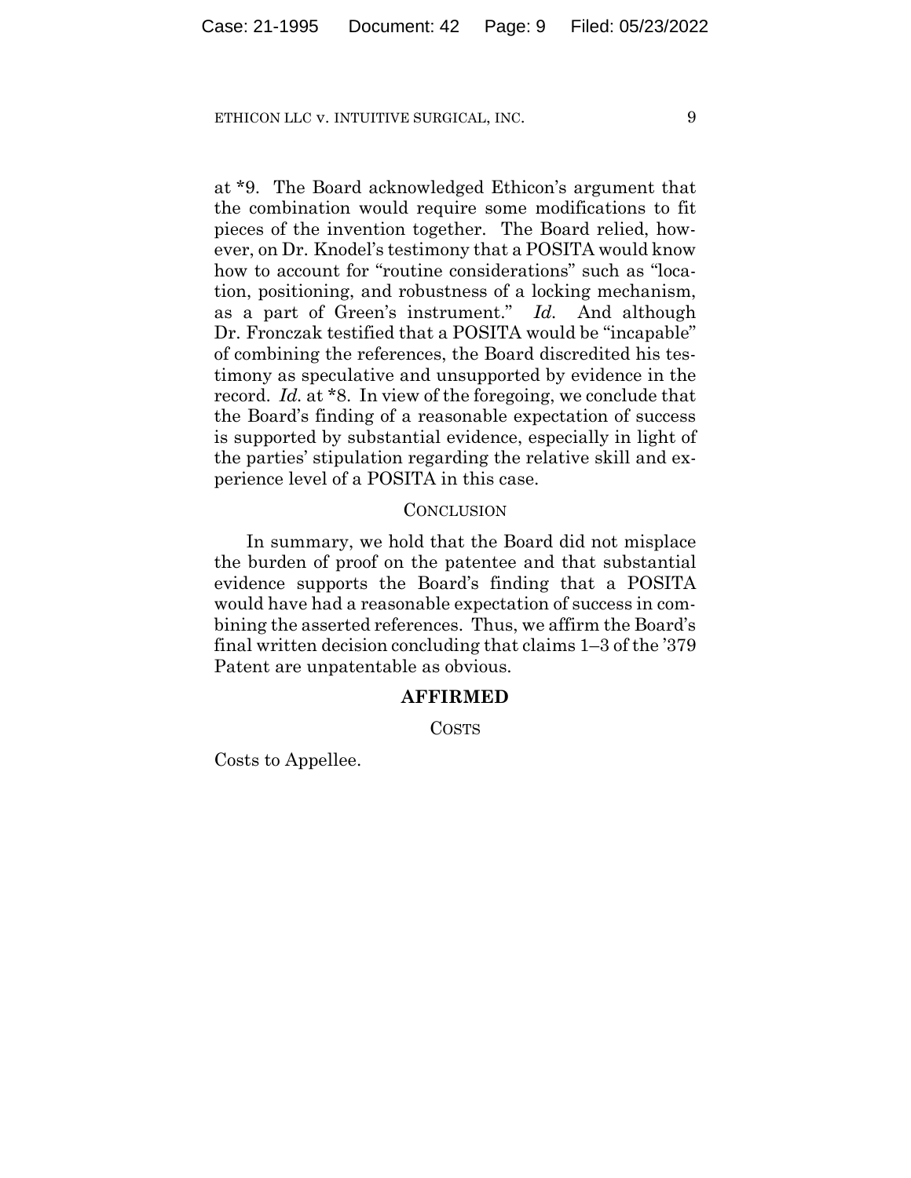at *9. The Board acknowledged Ethicon's argument that the combination would require some modifications to fit pieces of the invention together. The Board relied, however, on Dr. Knodel's testimony that a POSITA would know how to account for "routine considerations" such as "location, positioning, and robustness of a locking mechanism, as a part of Green's instrument." *Id.* And although Dr. Fronczak testified that a POSITA would be "incapable" of combining the references, the Board discredited his testimony as speculative and unsupported by evidence in the record. *Id.* at *8. In view of the foregoing, we conclude that the Board's finding of a reasonable expectation of success is supported by substantial evidence, especially in light of the parties' stipulation regarding the relative skill and experience level of a POSITA in this case.

## CONCLUSION

In summary, we hold that the Board did not misplace the burden of proof on the patentee and that substantial evidence supports the Board's finding that a POSITA would have had a reasonable expectation of success in combining the asserted references. Thus, we affirm the Board's final written decision concluding that claims 1–3 of the '379 Patent are unpatentable as obvious.

**AFFIRMED**

COSTS

Costs to Appellee.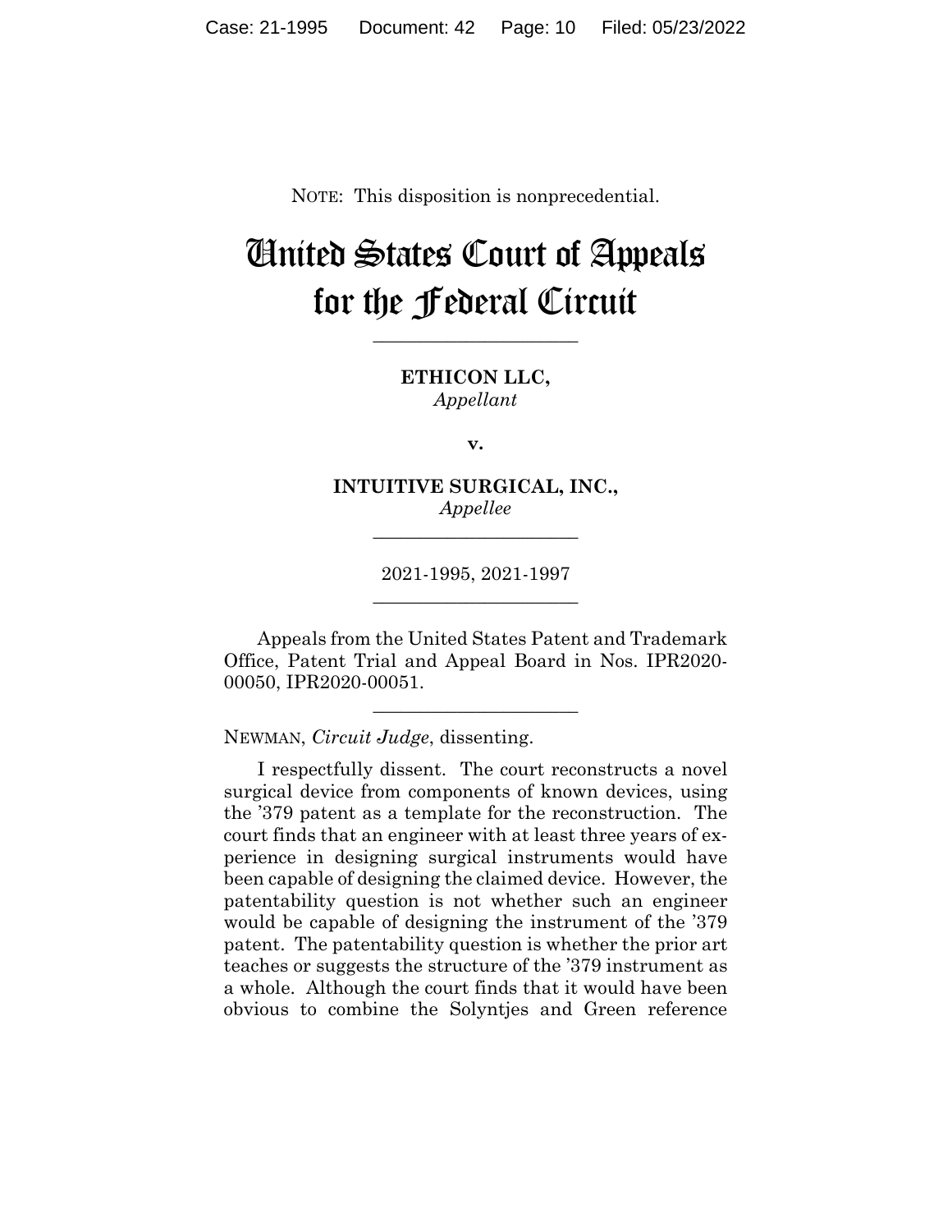NOTE: This disposition is nonprecedential.

# United States Court of Appeals for the Federal Circuit

---

**ETHICON LLC,**
*Appellant*

**v.**

**INTUITIVE SURGICAL, INC.,**
*Appellee*

---

2021-1995, 2021-1997

---

Appeals from the United States Patent and Trademark Office, Patent Trial and Appeal Board in Nos. IPR2020-00050, IPR2020-00051.

---

NEWMAN, *Circuit Judge*, dissenting.

I respectfully dissent. The court reconstructs a novel surgical device from components of known devices, using the '379 patent as a template for the reconstruction. The court finds that an engineer with at least three years of experience in designing surgical instruments would have been capable of designing the claimed device. However, the patentability question is not whether such an engineer would be capable of designing the instrument of the '379 patent. The patentability question is whether the prior art teaches or suggests the structure of the '379 instrument as a whole. Although the court finds that it would have been obvious to combine the Solyntjes and Green reference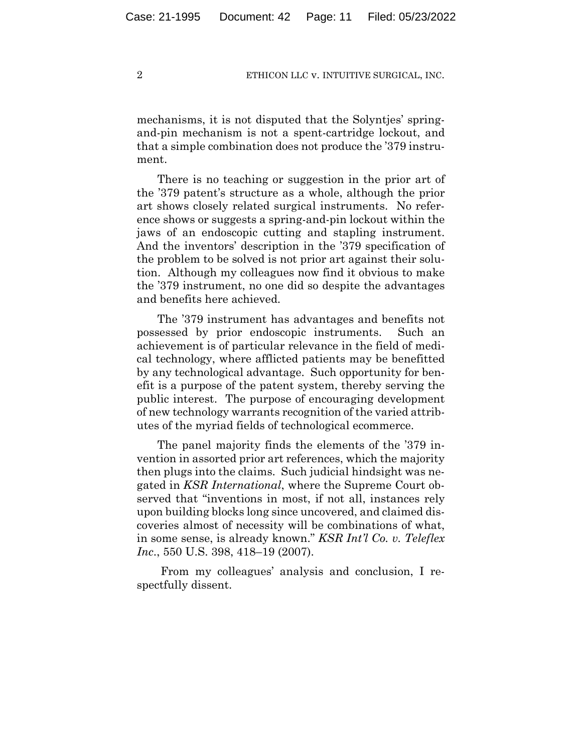mechanisms, it is not disputed that the Solyntjes' spring-and-pin mechanism is not a spent-cartridge lockout, and that a simple combination does not produce the '379 instrument.

There is no teaching or suggestion in the prior art of the '379 patent's structure as a whole, although the prior art shows closely related surgical instruments. No reference shows or suggests a spring-and-pin lockout within the jaws of an endoscopic cutting and stapling instrument. And the inventors' description in the '379 specification of the problem to be solved is not prior art against their solution. Although my colleagues now find it obvious to make the '379 instrument, no one did so despite the advantages and benefits here achieved.

The '379 instrument has advantages and benefits not possessed by prior endoscopic instruments. Such an achievement is of particular relevance in the field of medical technology, where afflicted patients may be benefitted by any technological advantage. Such opportunity for benefit is a purpose of the patent system, thereby serving the public interest. The purpose of encouraging development of new technology warrants recognition of the varied attributes of the myriad fields of technological ecommerce.

The panel majority finds the elements of the '379 invention in assorted prior art references, which the majority then plugs into the claims. Such judicial hindsight was negated in *KSR International*, where the Supreme Court observed that "inventions in most, if not all, instances rely upon building blocks long since uncovered, and claimed discoveries almost of necessity will be combinations of what, in some sense, is already known." *KSR Int'l Co. v. Teleflex Inc*., 550 U.S. 398, 418–19 (2007).

From my colleagues' analysis and conclusion, I respectfully dissent.